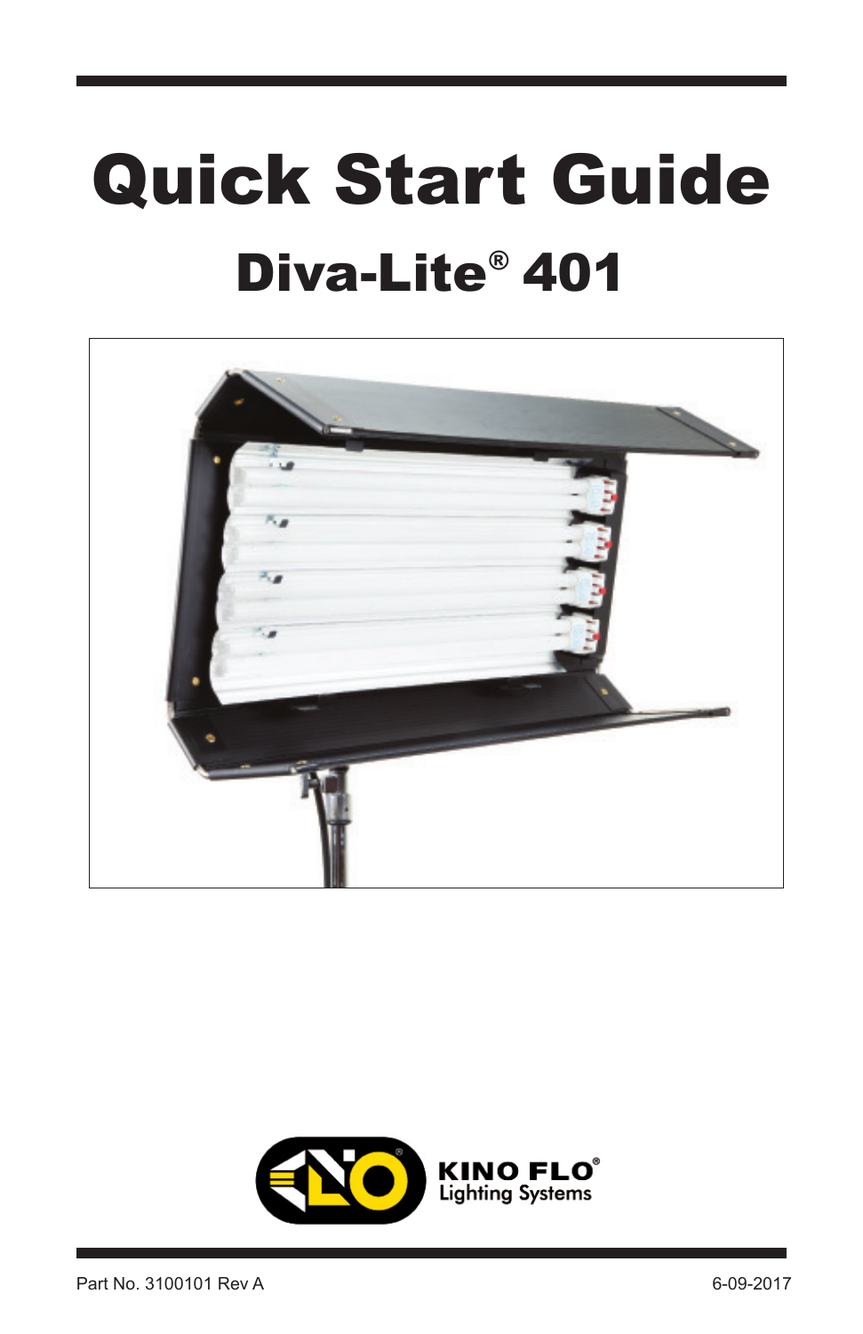# Quick Start Guide

## Diva-Lite® 401

KINO FLO®
Lighting Systems

Part No. 3100101 Rev A

6-09-2017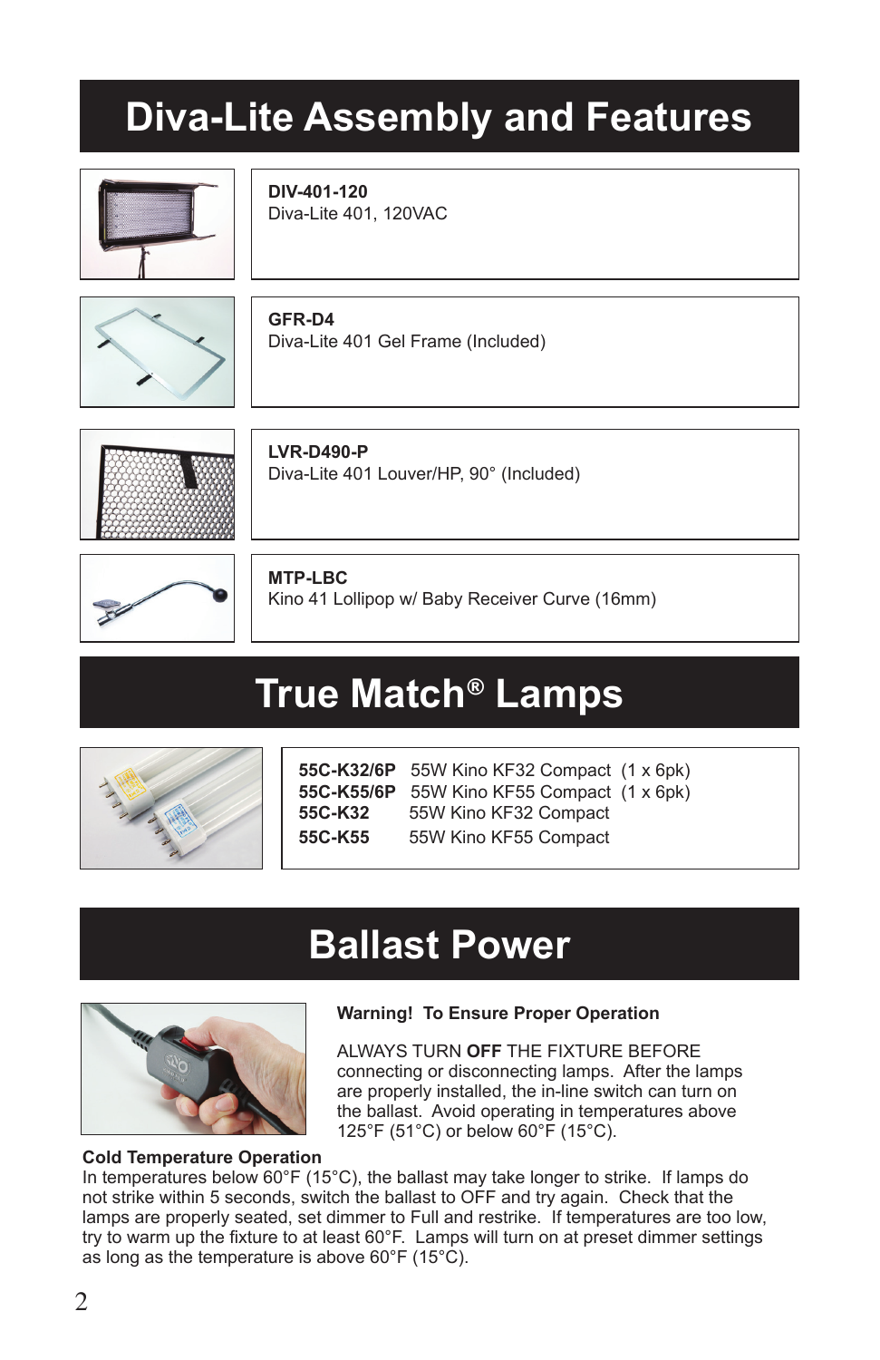# Diva-Lite Assembly and Features

**DIV-401-120**
Diva-Lite 401, 120VAC

**GFR-D4**
Diva-Lite 401 Gel Frame (Included)

**LVR-D490-P**
Diva-Lite 401 Louver/HP, 90° (Included)

**MTP-LBC**
Kino 41 Lollipop w/ Baby Receiver Curve (16mm)

# True Match® Lamps

| | | |
|---|---|---|
| **55C-K32/6P** | 55W Kino KF32 Compact | (1 x 6pk) |
| **55C-K55/6P** | 55W Kino KF55 Compact | (1 x 6pk) |
| **55C-K32** | 55W Kino KF32 Compact | |
| **55C-K55** | 55W Kino KF55 Compact | |

# Ballast Power

**Warning! To Ensure Proper Operation**

ALWAYS TURN **OFF** THE FIXTURE BEFORE connecting or disconnecting lamps. After the lamps are properly installed, the in-line switch can turn on the ballast. Avoid operating in temperatures above 125°F (51°C) or below 60°F (15°C).

**Cold Temperature Operation**
In temperatures below 60°F (15°C), the ballast may take longer to strike. If lamps do not strike within 5 seconds, switch the ballast to OFF and try again. Check that the lamps are properly seated, set dimmer to Full and restrike. If temperatures are too low, try to warm up the fixture to at least 60°F. Lamps will turn on at preset dimmer settings as long as the temperature is above 60°F (15°C).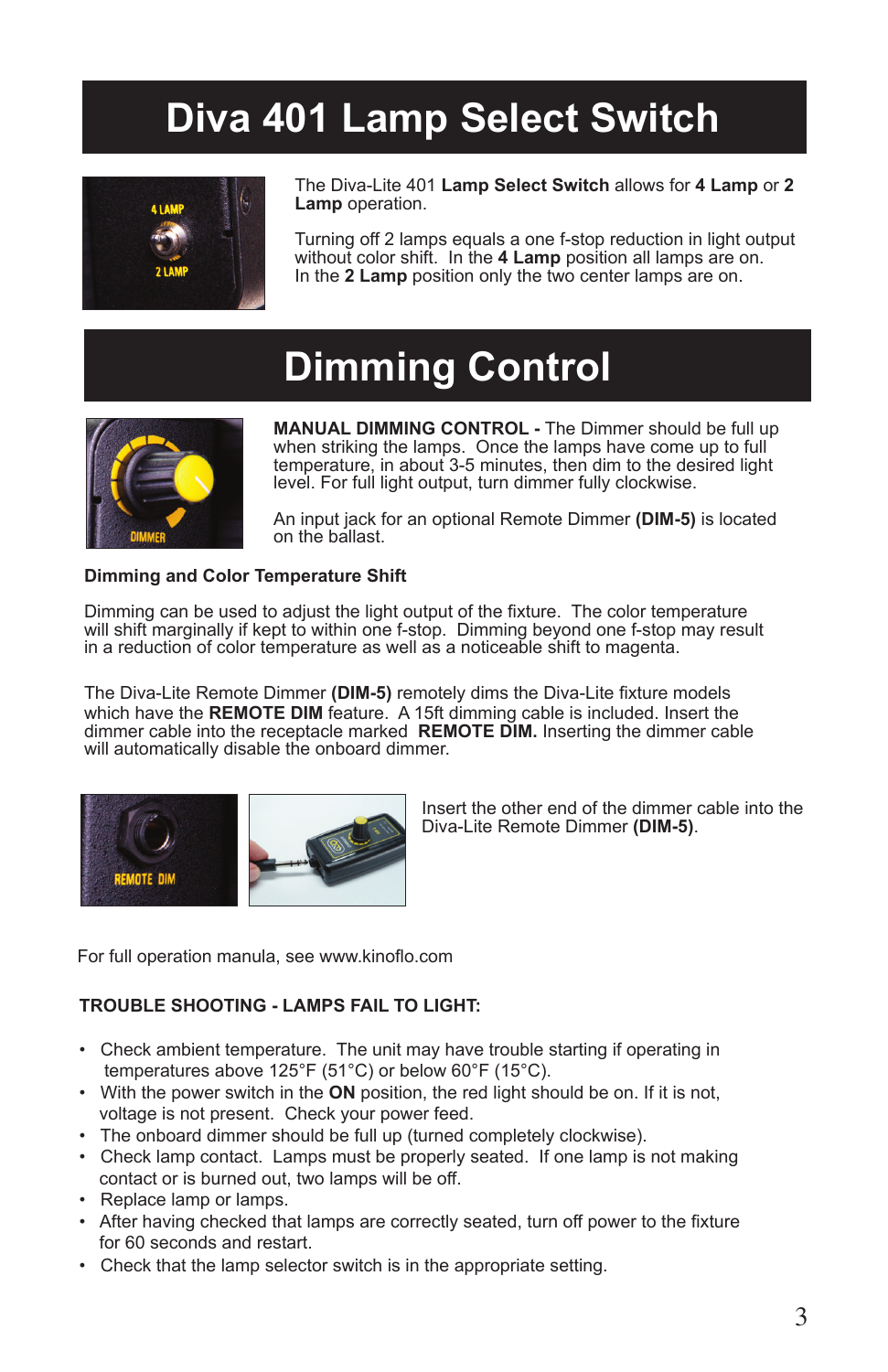# Diva 401 Lamp Select Switch

The Diva-Lite 401 **Lamp Select Switch** allows for **4 Lamp** or **2 Lamp** operation.

Turning off 2 lamps equals a one f-stop reduction in light output without color shift. In the **4 Lamp** position all lamps are on. In the **2 Lamp** position only the two center lamps are on.

# Dimming Control

**MANUAL DIMMING CONTROL -** The Dimmer should be full up when striking the lamps. Once the lamps have come up to full temperature, in about 3-5 minutes, then dim to the desired light level. For full light output, turn dimmer fully clockwise.

An input jack for an optional Remote Dimmer **(DIM-5)** is located on the ballast.

**Dimming and Color Temperature Shift**

Dimming can be used to adjust the light output of the fixture. The color temperature will shift marginally if kept to within one f-stop. Dimming beyond one f-stop may result in a reduction of color temperature as well as a noticeable shift to magenta.

The Diva-Lite Remote Dimmer **(DIM-5)** remotely dims the Diva-Lite fixture models which have the **REMOTE DIM** feature. A 15ft dimming cable is included. Insert the dimmer cable into the receptacle marked **REMOTE DIM.** Inserting the dimmer cable will automatically disable the onboard dimmer.

Insert the other end of the dimmer cable into the Diva-Lite Remote Dimmer **(DIM-5)**.

For full operation manula, see www.kinoflo.com

**TROUBLE SHOOTING - LAMPS FAIL TO LIGHT:**

- Check ambient temperature. The unit may have trouble starting if operating in temperatures above 125°F (51°C) or below 60°F (15°C).
- With the power switch in the **ON** position, the red light should be on. If it is not, voltage is not present. Check your power feed.
- The onboard dimmer should be full up (turned completely clockwise).
- Check lamp contact. Lamps must be properly seated. If one lamp is not making contact or is burned out, two lamps will be off.
- Replace lamp or lamps.
- After having checked that lamps are correctly seated, turn off power to the fixture for 60 seconds and restart.
- Check that the lamp selector switch is in the appropriate setting.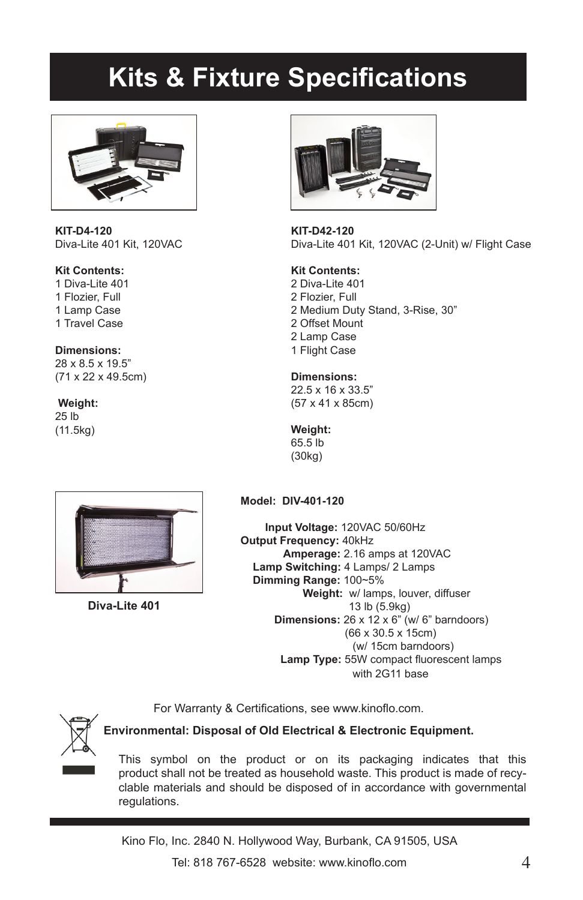# Kits & Fixture Specifications

**KIT-D4-120**
Diva-Lite 401 Kit, 120VAC

**Kit Contents:**
1 Diva-Lite 401
1 Flozier, Full
1 Lamp Case
1 Travel Case

**Dimensions:**
28 x 8.5 x 19.5”
(71 x 22 x 49.5cm)

**Weight:**
25 lb
(11.5kg)

**KIT-D42-120**
Diva-Lite 401 Kit, 120VAC (2-Unit) w/ Flight Case

**Kit Contents:**
2 Diva-Lite 401
2 Flozier, Full
2 Medium Duty Stand, 3-Rise, 30”
2 Offset Mount
2 Lamp Case
1 Flight Case

**Dimensions:**
22.5 x 16 x 33.5”
(57 x 41 x 85cm)

**Weight:**
65.5 lb
(30kg)

**Diva-Lite 401**

**Model: DIV-401-120**

**Input Voltage:** 120VAC 50/60Hz
**Output Frequency:** 40kHz
**Amperage:** 2.16 amps at 120VAC
**Lamp Switching:** 4 Lamps/ 2 Lamps
**Dimming Range:** 100~5%
**Weight:** w/ lamps, louver, diffuser 13 lb (5.9kg)
**Dimensions:** 26 x 12 x 6” (w/ 6” barndoors) (66 x 30.5 x 15cm) (w/ 15cm barndoors)
**Lamp Type:** 55W compact fluorescent lamps with 2G11 base

For Warranty & Certifications, see www.kinoflo.com.

**Environmental: Disposal of Old Electrical & Electronic Equipment.**

This symbol on the product or on its packaging indicates that this product shall not be treated as household waste. This product is made of recyclable materials and should be disposed of in accordance with governmental regulations.

Kino Flo, Inc. 2840 N. Hollywood Way, Burbank, CA 91505, USA

Tel: 818 767-6528 website: www.kinoflo.com